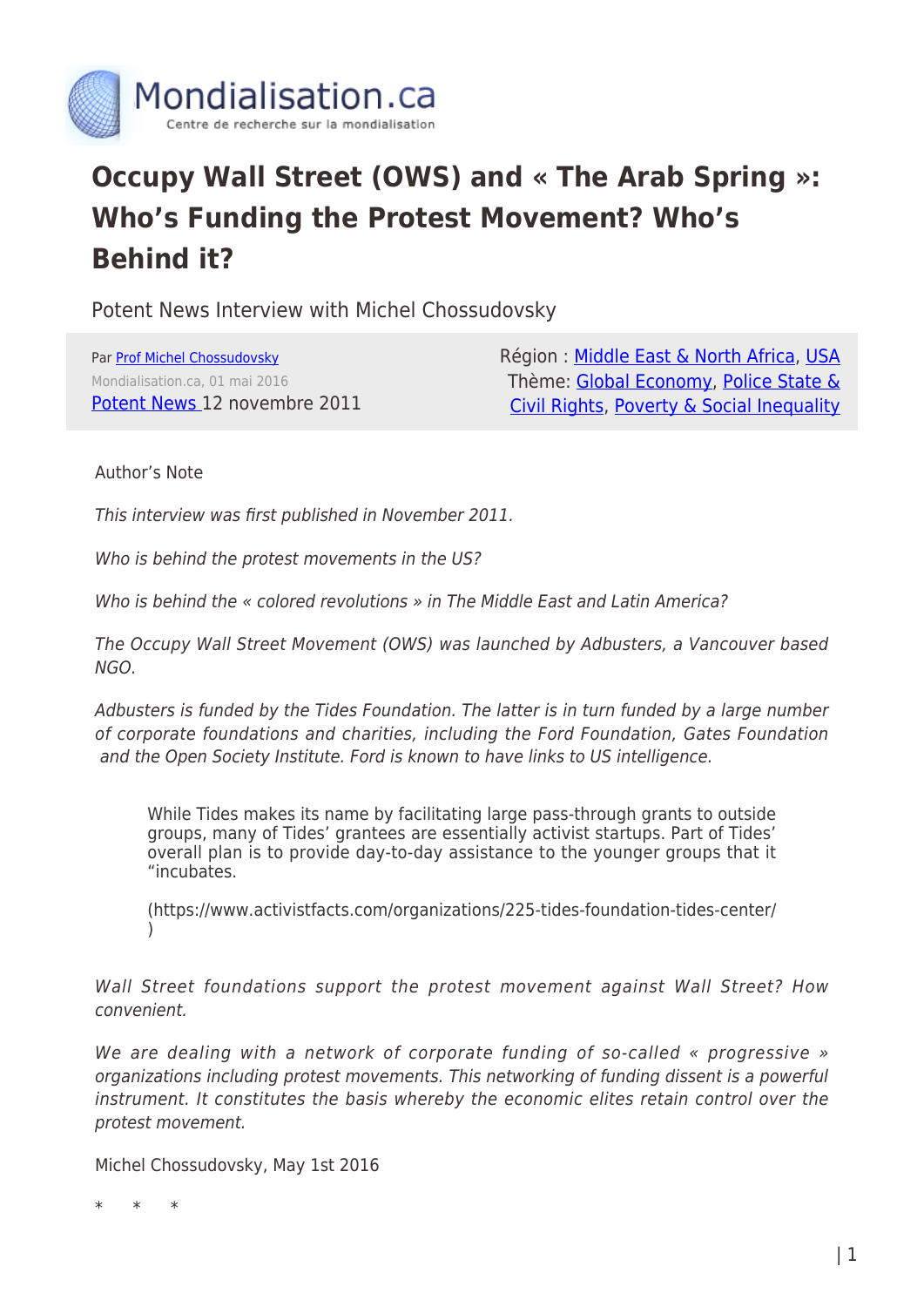Mondialisation.ca
Centre de recherche sur la mondialisation

# Occupy Wall Street (OWS) and « The Arab Spring »: Who's Funding the Protest Movement? Who's Behind it?

Potent News Interview with Michel Chossudovsky

Par Prof Michel Chossudovsky
Mondialisation.ca, 01 mai 2016
Potent News 12 novembre 2011

Région : Middle East & North Africa, USA
Thème: Global Economy, Police State & Civil Rights, Poverty & Social Inequality

Author's Note

*This interview was first published in November 2011.*

*Who is behind the protest movements in the US?*

*Who is behind the « colored revolutions » in The Middle East and Latin America?*

*The Occupy Wall Street Movement (OWS) was launched by Adbusters, a Vancouver based NGO.*

*Adbusters is funded by the Tides Foundation. The latter is in turn funded by a large number of corporate foundations and charities, including the Ford Foundation, Gates Foundation and the Open Society Institute. Ford is known to have links to US intelligence.*

> While Tides makes its name by facilitating large pass-through grants to outside groups, many of Tides' grantees are essentially activist startups. Part of Tides' overall plan is to provide day-to-day assistance to the younger groups that it "incubates.
>
> (https://www.activistfacts.com/organizations/225-tides-foundation-tides-center/)

*Wall Street foundations support the protest movement against Wall Street? How convenient.*

*We are dealing with a network of corporate funding of so-called « progressive » organizations including protest movements. This networking of funding dissent is a powerful instrument. It constitutes the basis whereby the economic elites retain control over the protest movement.*

Michel Chossudovsky, May 1st 2016

\* \* \*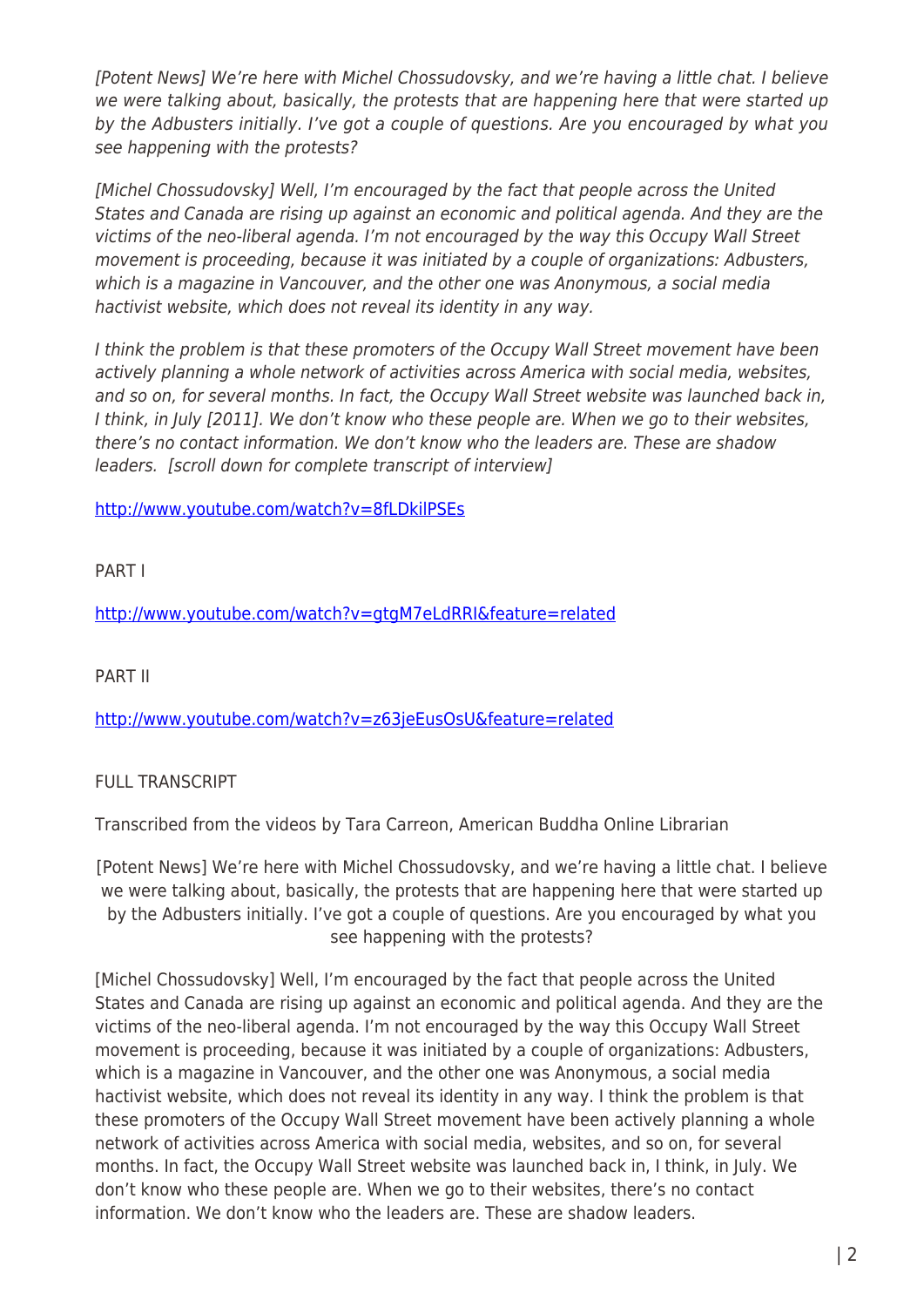*[Potent News] We're here with Michel Chossudovsky, and we're having a little chat. I believe we were talking about, basically, the protests that are happening here that were started up by the Adbusters initially. I've got a couple of questions. Are you encouraged by what you see happening with the protests?*

*[Michel Chossudovsky] Well, I'm encouraged by the fact that people across the United States and Canada are rising up against an economic and political agenda. And they are the victims of the neo-liberal agenda. I'm not encouraged by the way this Occupy Wall Street movement is proceeding, because it was initiated by a couple of organizations: Adbusters, which is a magazine in Vancouver, and the other one was Anonymous, a social media hactivist website, which does not reveal its identity in any way.*

*I think the problem is that these promoters of the Occupy Wall Street movement have been actively planning a whole network of activities across America with social media, websites, and so on, for several months. In fact, the Occupy Wall Street website was launched back in, I think, in July [2011]. We don't know who these people are. When we go to their websites, there's no contact information. We don't know who the leaders are. These are shadow leaders. [scroll down for complete transcript of interview]*

http://www.youtube.com/watch?v=8fLDkilPSEs

PART I

http://www.youtube.com/watch?v=gtgM7eLdRRI&feature=related

PART II

http://www.youtube.com/watch?v=z63jeEusOsU&feature=related

FULL TRANSCRIPT

Transcribed from the videos by Tara Carreon, American Buddha Online Librarian

[Potent News] We're here with Michel Chossudovsky, and we're having a little chat. I believe we were talking about, basically, the protests that are happening here that were started up by the Adbusters initially. I've got a couple of questions. Are you encouraged by what you see happening with the protests?

[Michel Chossudovsky] Well, I'm encouraged by the fact that people across the United States and Canada are rising up against an economic and political agenda. And they are the victims of the neo-liberal agenda. I'm not encouraged by the way this Occupy Wall Street movement is proceeding, because it was initiated by a couple of organizations: Adbusters, which is a magazine in Vancouver, and the other one was Anonymous, a social media hactivist website, which does not reveal its identity in any way. I think the problem is that these promoters of the Occupy Wall Street movement have been actively planning a whole network of activities across America with social media, websites, and so on, for several months. In fact, the Occupy Wall Street website was launched back in, I think, in July. We don't know who these people are. When we go to their websites, there's no contact information. We don't know who the leaders are. These are shadow leaders.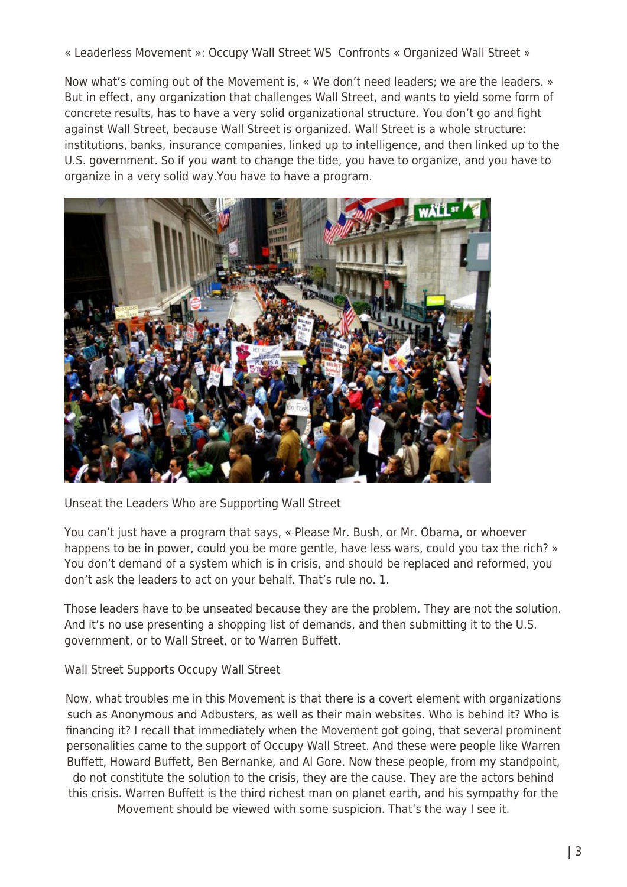« Leaderless Movement »: Occupy Wall Street WS  Confronts « Organized Wall Street »

Now what's coming out of the Movement is, « We don't need leaders; we are the leaders. » But in effect, any organization that challenges Wall Street, and wants to yield some form of concrete results, has to have a very solid organizational structure. You don't go and fight against Wall Street, because Wall Street is organized. Wall Street is a whole structure: institutions, banks, insurance companies, linked up to intelligence, and then linked up to the U.S. government. So if you want to change the tide, you have to organize, and you have to organize in a very solid way.You have to have a program.

Unseat the Leaders Who are Supporting Wall Street

You can't just have a program that says, « Please Mr. Bush, or Mr. Obama, or whoever happens to be in power, could you be more gentle, have less wars, could you tax the rich? » You don't demand of a system which is in crisis, and should be replaced and reformed, you don't ask the leaders to act on your behalf. That's rule no. 1.

Those leaders have to be unseated because they are the problem. They are not the solution. And it's no use presenting a shopping list of demands, and then submitting it to the U.S. government, or to Wall Street, or to Warren Buffett.

Wall Street Supports Occupy Wall Street

Now, what troubles me in this Movement is that there is a covert element with organizations such as Anonymous and Adbusters, as well as their main websites. Who is behind it? Who is financing it? I recall that immediately when the Movement got going, that several prominent personalities came to the support of Occupy Wall Street. And these were people like Warren Buffett, Howard Buffett, Ben Bernanke, and Al Gore. Now these people, from my standpoint, do not constitute the solution to the crisis, they are the cause. They are the actors behind this crisis. Warren Buffett is the third richest man on planet earth, and his sympathy for the Movement should be viewed with some suspicion. That's the way I see it.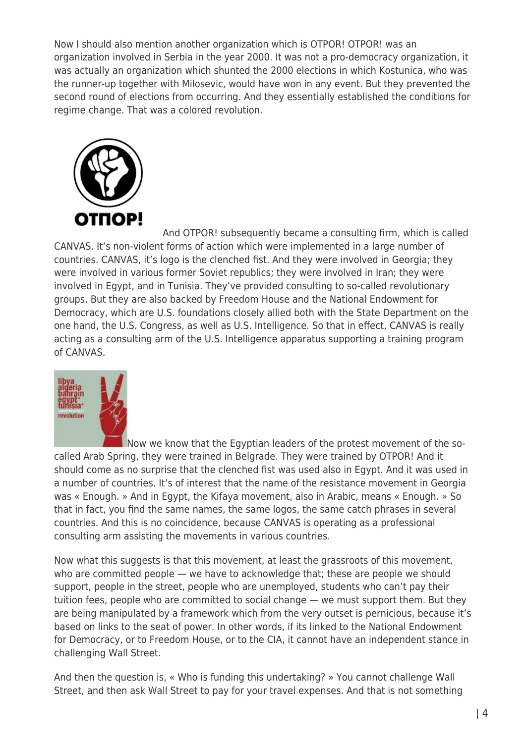Now I should also mention another organization which is OTPOR! OTPOR! was an organization involved in Serbia in the year 2000. It was not a pro-democracy organization, it was actually an organization which shunted the 2000 elections in which Kostunica, who was the runner-up together with Milosevic, would have won in any event. But they prevented the second round of elections from occurring. And they essentially established the conditions for regime change. That was a colored revolution.

And OTPOR! subsequently became a consulting firm, which is called CANVAS. It's non-violent forms of action which were implemented in a large number of countries. CANVAS, it's logo is the clenched fist. And they were involved in Georgia; they were involved in various former Soviet republics; they were involved in Iran; they were involved in Egypt, and in Tunisia. They've provided consulting to so-called revolutionary groups. But they are also backed by Freedom House and the National Endowment for Democracy, which are U.S. foundations closely allied both with the State Department on the one hand, the U.S. Congress, as well as U.S. Intelligence. So that in effect, CANVAS is really acting as a consulting arm of the U.S. Intelligence apparatus supporting a training program of CANVAS.

Now we know that the Egyptian leaders of the protest movement of the so-called Arab Spring, they were trained in Belgrade. They were trained by OTPOR! And it should come as no surprise that the clenched fist was used also in Egypt. And it was used in a number of countries. It's of interest that the name of the resistance movement in Georgia was « Enough. » And in Egypt, the Kifaya movement, also in Arabic, means « Enough. » So that in fact, you find the same names, the same logos, the same catch phrases in several countries. And this is no coincidence, because CANVAS is operating as a professional consulting arm assisting the movements in various countries.

Now what this suggests is that this movement, at least the grassroots of this movement, who are committed people — we have to acknowledge that; these are people we should support, people in the street, people who are unemployed, students who can't pay their tuition fees, people who are committed to social change — we must support them. But they are being manipulated by a framework which from the very outset is pernicious, because it's based on links to the seat of power. In other words, if its linked to the National Endowment for Democracy, or to Freedom House, or to the CIA, it cannot have an independent stance in challenging Wall Street.

And then the question is, « Who is funding this undertaking? » You cannot challenge Wall Street, and then ask Wall Street to pay for your travel expenses. And that is not something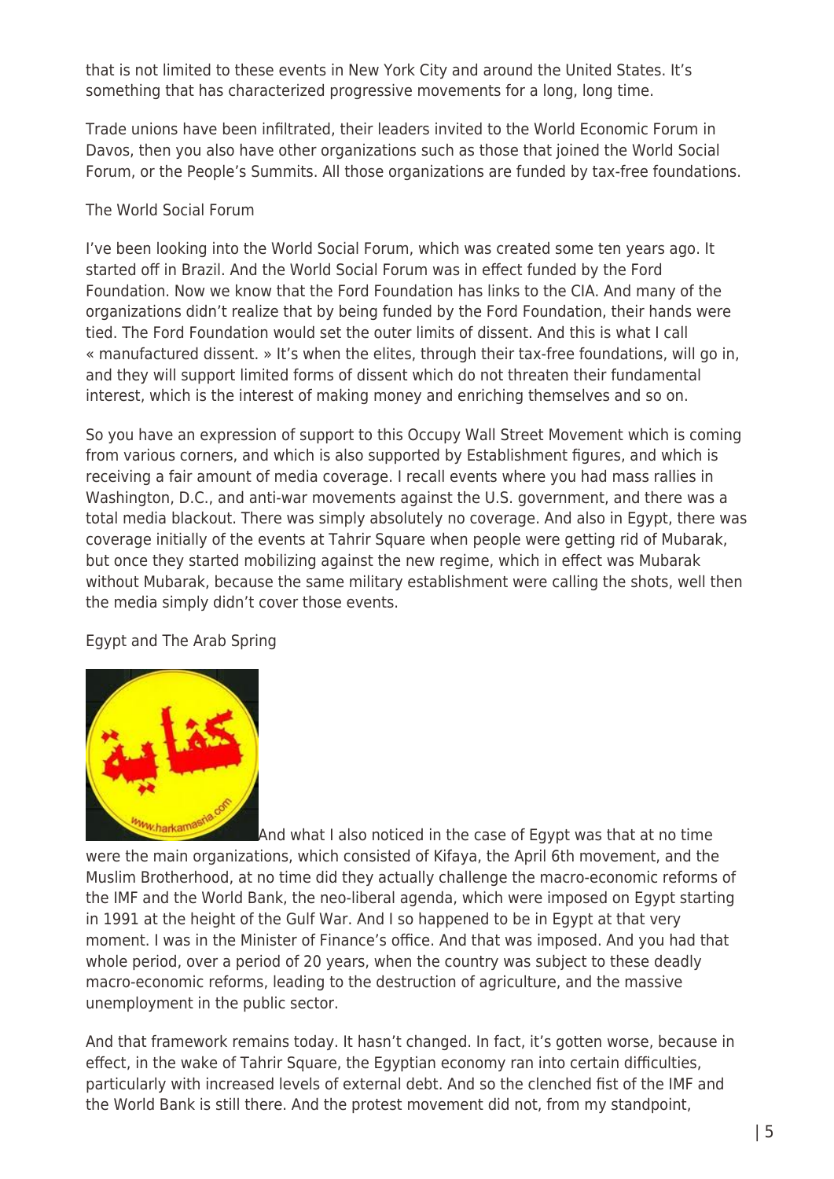that is not limited to these events in New York City and around the United States. It's something that has characterized progressive movements for a long, long time.

Trade unions have been infiltrated, their leaders invited to the World Economic Forum in Davos, then you also have other organizations such as those that joined the World Social Forum, or the People's Summits. All those organizations are funded by tax-free foundations.

## The World Social Forum

I've been looking into the World Social Forum, which was created some ten years ago. It started off in Brazil. And the World Social Forum was in effect funded by the Ford Foundation. Now we know that the Ford Foundation has links to the CIA. And many of the organizations didn't realize that by being funded by the Ford Foundation, their hands were tied. The Ford Foundation would set the outer limits of dissent. And this is what I call « manufactured dissent. » It's when the elites, through their tax-free foundations, will go in, and they will support limited forms of dissent which do not threaten their fundamental interest, which is the interest of making money and enriching themselves and so on.

So you have an expression of support to this Occupy Wall Street Movement which is coming from various corners, and which is also supported by Establishment figures, and which is receiving a fair amount of media coverage. I recall events where you had mass rallies in Washington, D.C., and anti-war movements against the U.S. government, and there was a total media blackout. There was simply absolutely no coverage. And also in Egypt, there was coverage initially of the events at Tahrir Square when people were getting rid of Mubarak, but once they started mobilizing against the new regime, which in effect was Mubarak without Mubarak, because the same military establishment were calling the shots, well then the media simply didn't cover those events.

## Egypt and The Arab Spring

And what I also noticed in the case of Egypt was that at no time were the main organizations, which consisted of Kifaya, the April 6th movement, and the Muslim Brotherhood, at no time did they actually challenge the macro-economic reforms of the IMF and the World Bank, the neo-liberal agenda, which were imposed on Egypt starting in 1991 at the height of the Gulf War. And I so happened to be in Egypt at that very moment. I was in the Minister of Finance's office. And that was imposed. And you had that whole period, over a period of 20 years, when the country was subject to these deadly macro-economic reforms, leading to the destruction of agriculture, and the massive unemployment in the public sector.

And that framework remains today. It hasn't changed. In fact, it's gotten worse, because in effect, in the wake of Tahrir Square, the Egyptian economy ran into certain difficulties, particularly with increased levels of external debt. And so the clenched fist of the IMF and the World Bank is still there. And the protest movement did not, from my standpoint,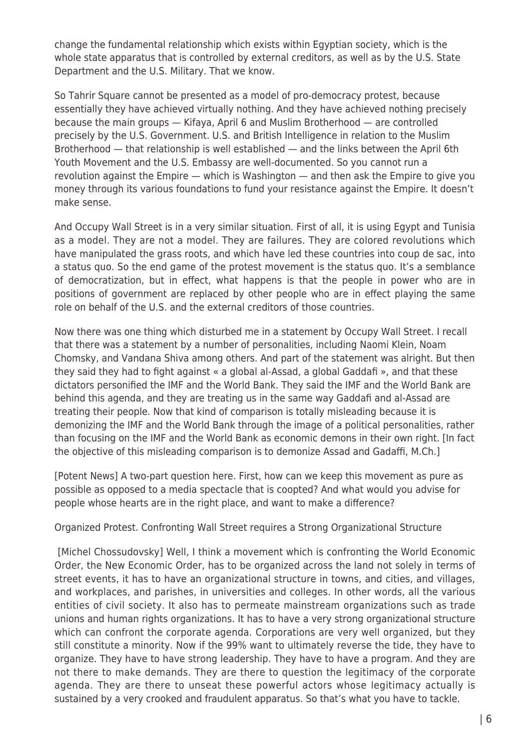change the fundamental relationship which exists within Egyptian society, which is the whole state apparatus that is controlled by external creditors, as well as by the U.S. State Department and the U.S. Military. That we know.

So Tahrir Square cannot be presented as a model of pro-democracy protest, because essentially they have achieved virtually nothing. And they have achieved nothing precisely because the main groups — Kifaya, April 6 and Muslim Brotherhood — are controlled precisely by the U.S. Government. U.S. and British Intelligence in relation to the Muslim Brotherhood — that relationship is well established — and the links between the April 6th Youth Movement and the U.S. Embassy are well-documented. So you cannot run a revolution against the Empire — which is Washington — and then ask the Empire to give you money through its various foundations to fund your resistance against the Empire. It doesn't make sense.

And Occupy Wall Street is in a very similar situation. First of all, it is using Egypt and Tunisia as a model. They are not a model. They are failures. They are colored revolutions which have manipulated the grass roots, and which have led these countries into coup de sac, into a status quo. So the end game of the protest movement is the status quo. It's a semblance of democratization, but in effect, what happens is that the people in power who are in positions of government are replaced by other people who are in effect playing the same role on behalf of the U.S. and the external creditors of those countries.

Now there was one thing which disturbed me in a statement by Occupy Wall Street. I recall that there was a statement by a number of personalities, including Naomi Klein, Noam Chomsky, and Vandana Shiva among others. And part of the statement was alright. But then they said they had to fight against « a global al-Assad, a global Gaddafi », and that these dictators personified the IMF and the World Bank. They said the IMF and the World Bank are behind this agenda, and they are treating us in the same way Gaddafi and al-Assad are treating their people. Now that kind of comparison is totally misleading because it is demonizing the IMF and the World Bank through the image of a political personalities, rather than focusing on the IMF and the World Bank as economic demons in their own right. [In fact the objective of this misleading comparison is to demonize Assad and Gadaffi, M.Ch.]

[Potent News] A two-part question here. First, how can we keep this movement as pure as possible as opposed to a media spectacle that is coopted? And what would you advise for people whose hearts are in the right place, and want to make a difference?

## Organized Protest. Confronting Wall Street requires a Strong Organizational Structure

[Michel Chossudovsky] Well, I think a movement which is confronting the World Economic Order, the New Economic Order, has to be organized across the land not solely in terms of street events, it has to have an organizational structure in towns, and cities, and villages, and workplaces, and parishes, in universities and colleges. In other words, all the various entities of civil society. It also has to permeate mainstream organizations such as trade unions and human rights organizations. It has to have a very strong organizational structure which can confront the corporate agenda. Corporations are very well organized, but they still constitute a minority. Now if the 99% want to ultimately reverse the tide, they have to organize. They have to have strong leadership. They have to have a program. And they are not there to make demands. They are there to question the legitimacy of the corporate agenda. They are there to unseat these powerful actors whose legitimacy actually is sustained by a very crooked and fraudulent apparatus. So that's what you have to tackle.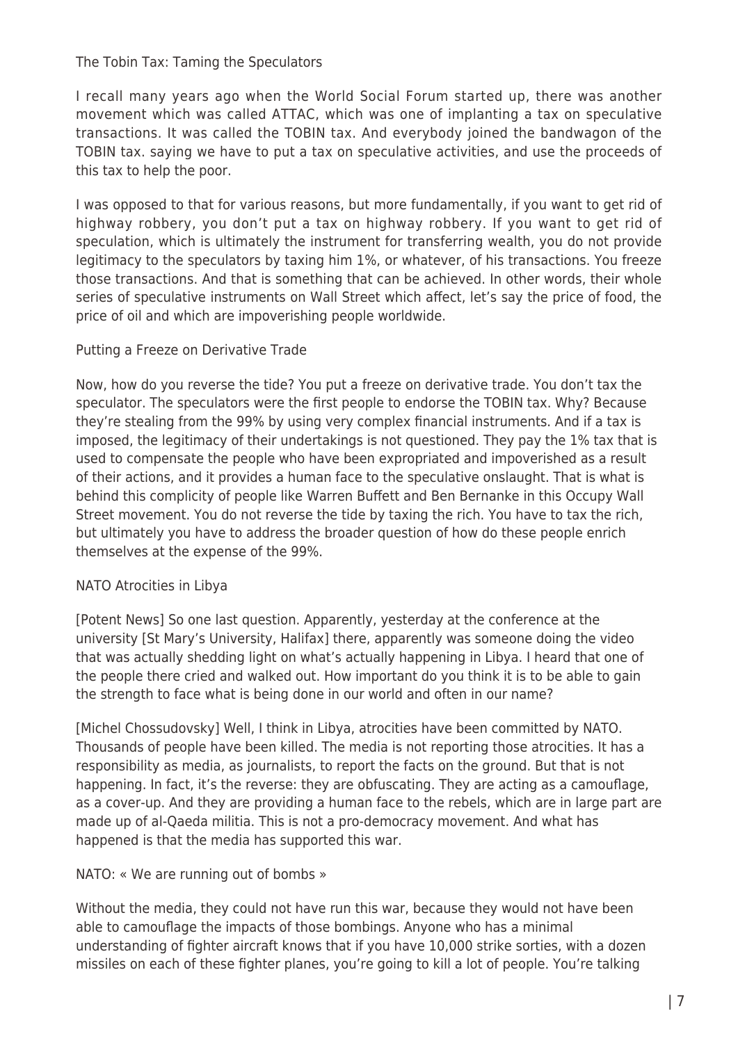## The Tobin Tax: Taming the Speculators

I recall many years ago when the World Social Forum started up, there was another movement which was called ATTAC, which was one of implanting a tax on speculative transactions. It was called the TOBIN tax. And everybody joined the bandwagon of the TOBIN tax. saying we have to put a tax on speculative activities, and use the proceeds of this tax to help the poor.

I was opposed to that for various reasons, but more fundamentally, if you want to get rid of highway robbery, you don't put a tax on highway robbery. If you want to get rid of speculation, which is ultimately the instrument for transferring wealth, you do not provide legitimacy to the speculators by taxing him 1%, or whatever, of his transactions. You freeze those transactions. And that is something that can be achieved. In other words, their whole series of speculative instruments on Wall Street which affect, let's say the price of food, the price of oil and which are impoverishing people worldwide.

## Putting a Freeze on Derivative Trade

Now, how do you reverse the tide? You put a freeze on derivative trade. You don't tax the speculator. The speculators were the first people to endorse the TOBIN tax. Why? Because they're stealing from the 99% by using very complex financial instruments. And if a tax is imposed, the legitimacy of their undertakings is not questioned. They pay the 1% tax that is used to compensate the people who have been expropriated and impoverished as a result of their actions, and it provides a human face to the speculative onslaught. That is what is behind this complicity of people like Warren Buffett and Ben Bernanke in this Occupy Wall Street movement. You do not reverse the tide by taxing the rich. You have to tax the rich, but ultimately you have to address the broader question of how do these people enrich themselves at the expense of the 99%.

## NATO Atrocities in Libya

[Potent News] So one last question. Apparently, yesterday at the conference at the university [St Mary's University, Halifax] there, apparently was someone doing the video that was actually shedding light on what's actually happening in Libya. I heard that one of the people there cried and walked out. How important do you think it is to be able to gain the strength to face what is being done in our world and often in our name?

[Michel Chossudovsky] Well, I think in Libya, atrocities have been committed by NATO. Thousands of people have been killed. The media is not reporting those atrocities. It has a responsibility as media, as journalists, to report the facts on the ground. But that is not happening. In fact, it's the reverse: they are obfuscating. They are acting as a camouflage, as a cover-up. And they are providing a human face to the rebels, which are in large part are made up of al-Qaeda militia. This is not a pro-democracy movement. And what has happened is that the media has supported this war.

## NATO: « We are running out of bombs »

Without the media, they could not have run this war, because they would not have been able to camouflage the impacts of those bombings. Anyone who has a minimal understanding of fighter aircraft knows that if you have 10,000 strike sorties, with a dozen missiles on each of these fighter planes, you're going to kill a lot of people. You're talking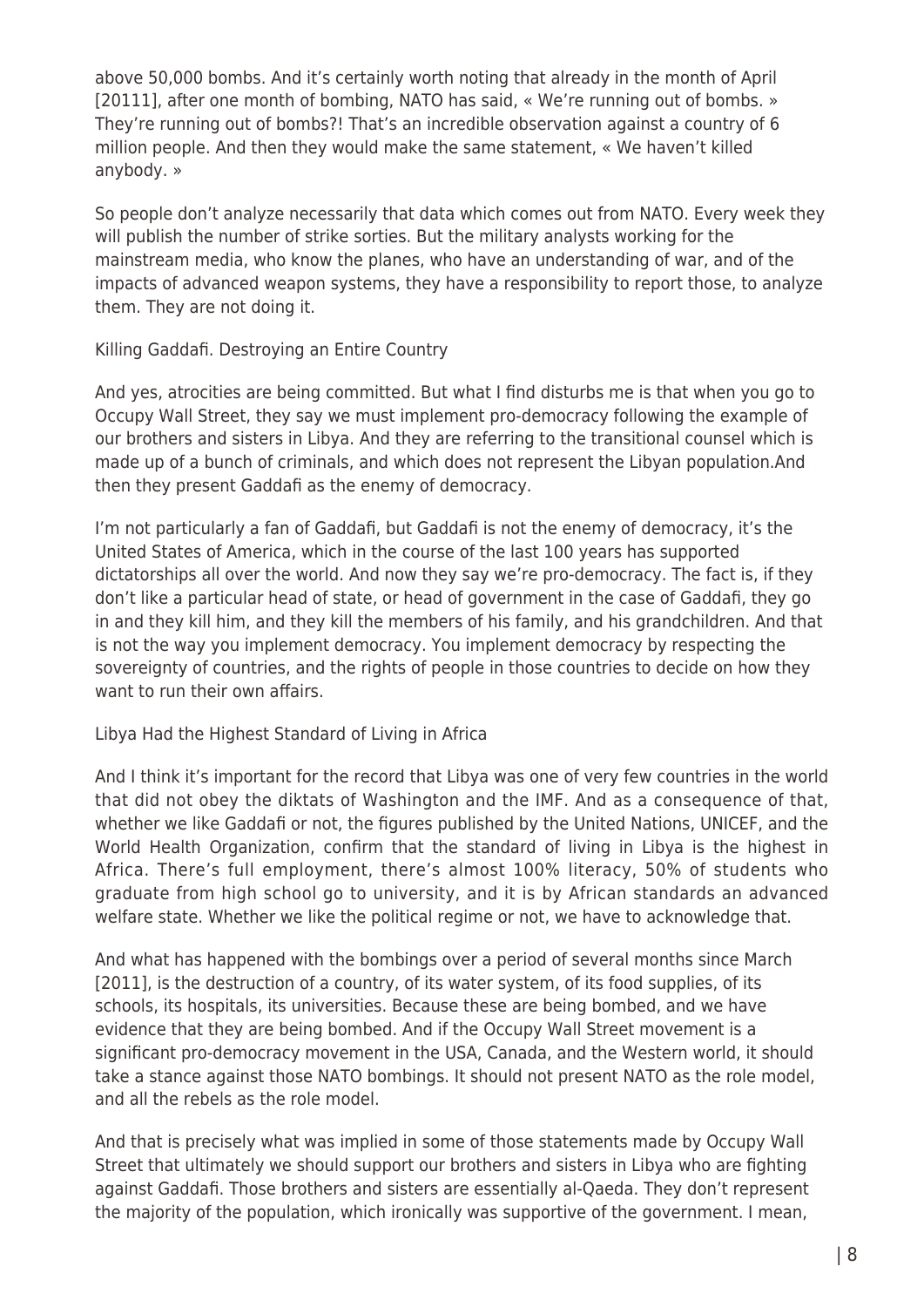above 50,000 bombs. And it's certainly worth noting that already in the month of April [20111], after one month of bombing, NATO has said, « We're running out of bombs. » They're running out of bombs?! That's an incredible observation against a country of 6 million people. And then they would make the same statement, « We haven't killed anybody. »

So people don't analyze necessarily that data which comes out from NATO. Every week they will publish the number of strike sorties. But the military analysts working for the mainstream media, who know the planes, who have an understanding of war, and of the impacts of advanced weapon systems, they have a responsibility to report those, to analyze them. They are not doing it.

## Killing Gaddafi. Destroying an Entire Country

And yes, atrocities are being committed. But what I find disturbs me is that when you go to Occupy Wall Street, they say we must implement pro-democracy following the example of our brothers and sisters in Libya. And they are referring to the transitional counsel which is made up of a bunch of criminals, and which does not represent the Libyan population.And then they present Gaddafi as the enemy of democracy.

I'm not particularly a fan of Gaddafi, but Gaddafi is not the enemy of democracy, it's the United States of America, which in the course of the last 100 years has supported dictatorships all over the world. And now they say we're pro-democracy. The fact is, if they don't like a particular head of state, or head of government in the case of Gaddafi, they go in and they kill him, and they kill the members of his family, and his grandchildren. And that is not the way you implement democracy. You implement democracy by respecting the sovereignty of countries, and the rights of people in those countries to decide on how they want to run their own affairs.

## Libya Had the Highest Standard of Living in Africa

And I think it's important for the record that Libya was one of very few countries in the world that did not obey the diktats of Washington and the IMF. And as a consequence of that, whether we like Gaddafi or not, the figures published by the United Nations, UNICEF, and the World Health Organization, confirm that the standard of living in Libya is the highest in Africa. There's full employment, there's almost 100% literacy, 50% of students who graduate from high school go to university, and it is by African standards an advanced welfare state. Whether we like the political regime or not, we have to acknowledge that.

And what has happened with the bombings over a period of several months since March [2011], is the destruction of a country, of its water system, of its food supplies, of its schools, its hospitals, its universities. Because these are being bombed, and we have evidence that they are being bombed. And if the Occupy Wall Street movement is a significant pro-democracy movement in the USA, Canada, and the Western world, it should take a stance against those NATO bombings. It should not present NATO as the role model, and all the rebels as the role model.

And that is precisely what was implied in some of those statements made by Occupy Wall Street that ultimately we should support our brothers and sisters in Libya who are fighting against Gaddafi. Those brothers and sisters are essentially al-Qaeda. They don't represent the majority of the population, which ironically was supportive of the government. I mean,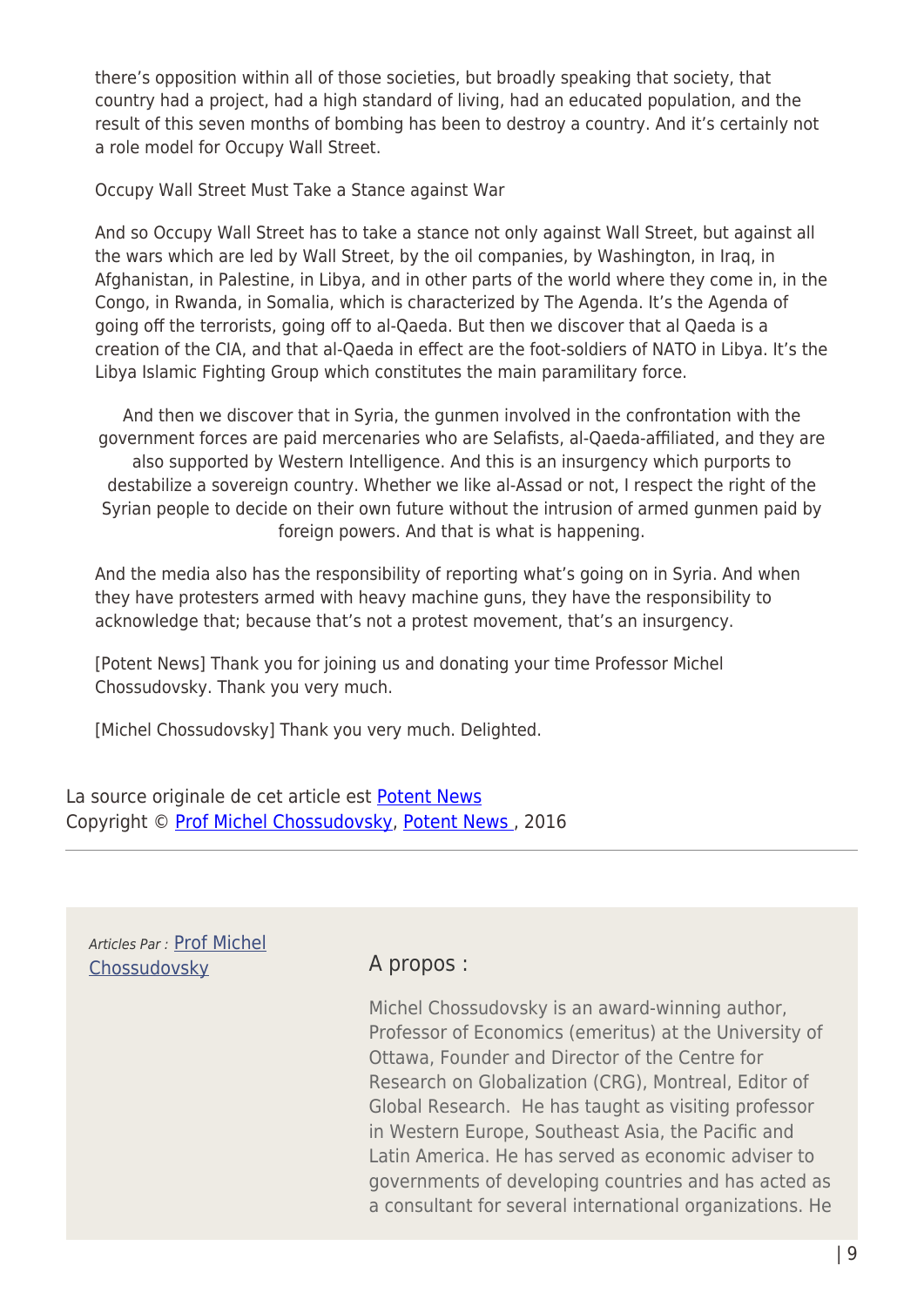there's opposition within all of those societies, but broadly speaking that society, that country had a project, had a high standard of living, had an educated population, and the result of this seven months of bombing has been to destroy a country. And it's certainly not a role model for Occupy Wall Street.

Occupy Wall Street Must Take a Stance against War

And so Occupy Wall Street has to take a stance not only against Wall Street, but against all the wars which are led by Wall Street, by the oil companies, by Washington, in Iraq, in Afghanistan, in Palestine, in Libya, and in other parts of the world where they come in, in the Congo, in Rwanda, in Somalia, which is characterized by The Agenda. It's the Agenda of going off the terrorists, going off to al-Qaeda. But then we discover that al Qaeda is a creation of the CIA, and that al-Qaeda in effect are the foot-soldiers of NATO in Libya. It's the Libya Islamic Fighting Group which constitutes the main paramilitary force.

And then we discover that in Syria, the gunmen involved in the confrontation with the government forces are paid mercenaries who are Selafists, al-Qaeda-affiliated, and they are also supported by Western Intelligence. And this is an insurgency which purports to destabilize a sovereign country. Whether we like al-Assad or not, I respect the right of the Syrian people to decide on their own future without the intrusion of armed gunmen paid by foreign powers. And that is what is happening.

And the media also has the responsibility of reporting what's going on in Syria. And when they have protesters armed with heavy machine guns, they have the responsibility to acknowledge that; because that's not a protest movement, that's an insurgency.

[Potent News] Thank you for joining us and donating your time Professor Michel Chossudovsky. Thank you very much.

[Michel Chossudovsky] Thank you very much. Delighted.

La source originale de cet article est Potent News
Copyright © Prof Michel Chossudovsky, Potent News , 2016

---

*Articles Par :* Prof Michel Chossudovsky

A propos :

Michel Chossudovsky is an award-winning author, Professor of Economics (emeritus) at the University of Ottawa, Founder and Director of the Centre for Research on Globalization (CRG), Montreal, Editor of Global Research. He has taught as visiting professor in Western Europe, Southeast Asia, the Pacific and Latin America. He has served as economic adviser to governments of developing countries and has acted as a consultant for several international organizations. He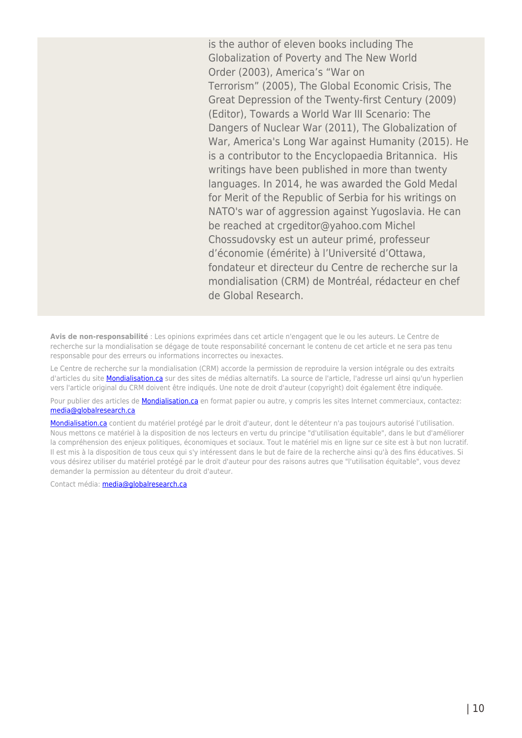is the author of eleven books including The Globalization of Poverty and The New World Order (2003), America's "War on Terrorism" (2005), The Global Economic Crisis, The Great Depression of the Twenty-first Century (2009) (Editor), Towards a World War III Scenario: The Dangers of Nuclear War (2011), The Globalization of War, America's Long War against Humanity (2015). He is a contributor to the Encyclopaedia Britannica. His writings have been published in more than twenty languages. In 2014, he was awarded the Gold Medal for Merit of the Republic of Serbia for his writings on NATO's war of aggression against Yugoslavia. He can be reached at crgeditor@yahoo.com Michel Chossudovsky est un auteur primé, professeur d'économie (émérite) à l'Université d'Ottawa, fondateur et directeur du Centre de recherche sur la mondialisation (CRM) de Montréal, rédacteur en chef de Global Research.

**Avis de non-responsabilité** : Les opinions exprimées dans cet article n'engagent que le ou les auteurs. Le Centre de recherche sur la mondialisation se dégage de toute responsabilité concernant le contenu de cet article et ne sera pas tenu responsable pour des erreurs ou informations incorrectes ou inexactes.

Le Centre de recherche sur la mondialisation (CRM) accorde la permission de reproduire la version intégrale ou des extraits d'articles du site [Mondialisation.ca](Mondialisation.ca) sur des sites de médias alternatifs. La source de l'article, l'adresse url ainsi qu'un hyperlien vers l'article original du CRM doivent être indiqués. Une note de droit d'auteur (copyright) doit également être indiquée.

Pour publier des articles de [Mondialisation.ca](Mondialisation.ca) en format papier ou autre, y compris les sites Internet commerciaux, contactez: [media@globalresearch.ca](mailto:media@globalresearch.ca)

[Mondialisation.ca](Mondialisation.ca) contient du matériel protégé par le droit d'auteur, dont le détenteur n'a pas toujours autorisé l'utilisation. Nous mettons ce matériel à la disposition de nos lecteurs en vertu du principe "d'utilisation équitable", dans le but d'améliorer la compréhension des enjeux politiques, économiques et sociaux. Tout le matériel mis en ligne sur ce site est à but non lucratif. Il est mis à la disposition de tous ceux qui s'y intéressent dans le but de faire de la recherche ainsi qu'à des fins éducatives. Si vous désirez utiliser du matériel protégé par le droit d'auteur pour des raisons autres que "l'utilisation équitable", vous devez demander la permission au détenteur du droit d'auteur.

Contact média: [media@globalresearch.ca](mailto:media@globalresearch.ca)